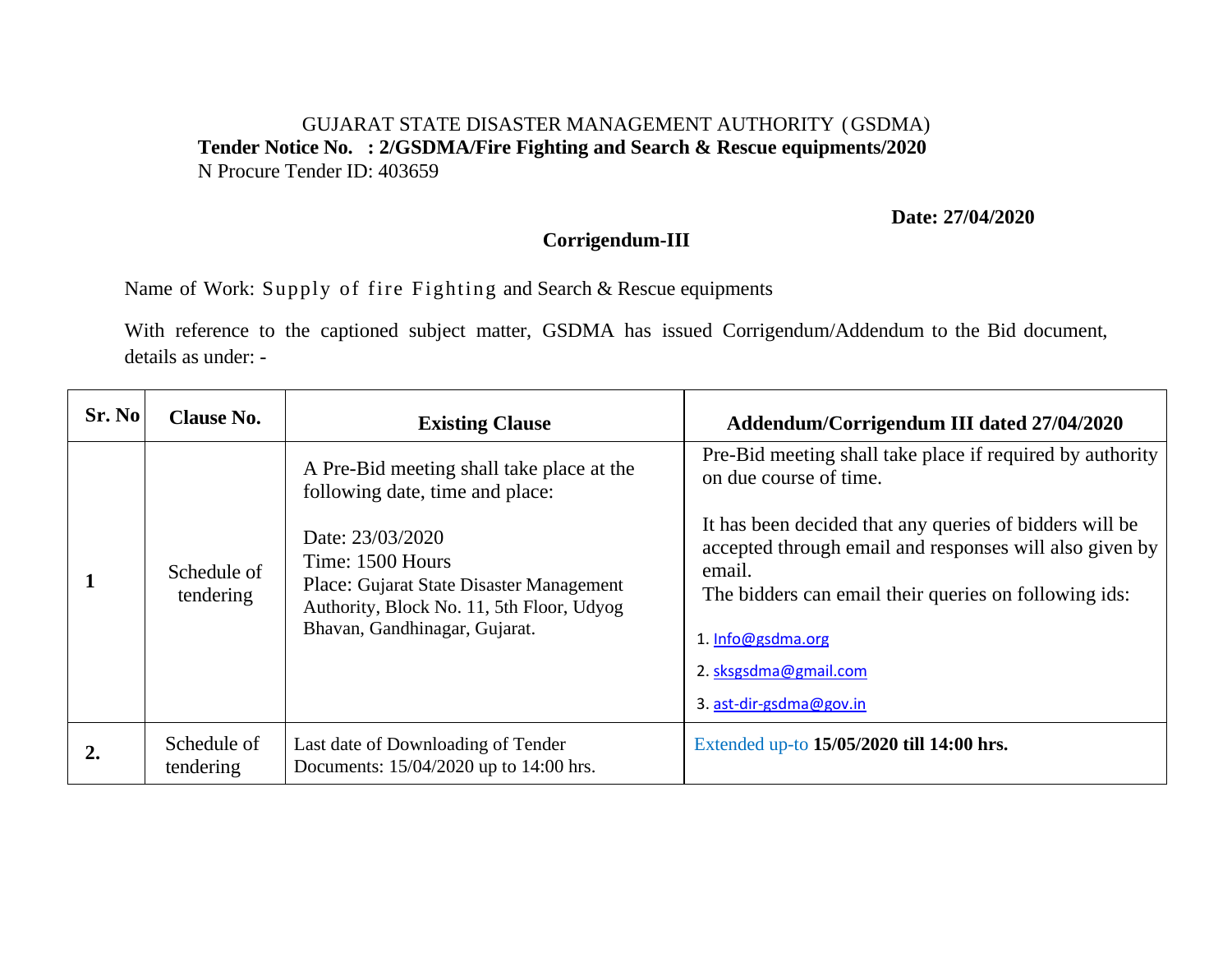GUJARAT STATE DISASTER MANAGEMENT AUTHORITY (GSDMA)

**Tender Notice No. : 2/GSDMA/Fire Fighting and Search & Rescue equipments/2020**

N Procure Tender ID: 403659

**Date: 27/04/2020**

## Corrigendum-III

Name of Work: Supply of fire Fighting and Search & Rescue equipments

With reference to the captioned subject matter, GSDMA has issued Corrigendum/Addendum to the Bid document, details as under: -

| Sr. No | Clause No. | Existing Clause | Addendum/Corrigendum III dated 27/04/2020 |
|---|---|---|---|
| **1** | Schedule of tendering | A Pre-Bid meeting shall take place at the following date, time and place:<br><br>Date: 23/03/2020<br>Time: 1500 Hours<br>Place: Gujarat State Disaster Management Authority, Block No. 11, 5th Floor, Udyog Bhavan, Gandhinagar, Gujarat. | Pre-Bid meeting shall take place if required by authority on due course of time.<br><br>It has been decided that any queries of bidders will be accepted through email and responses will also given by email.<br>The bidders can email their queries on following ids:<br><br>1. Info@gsdma.org<br>2. sksgsdma@gmail.com<br>3. ast-dir-gsdma@gov.in |
| **2.** | Schedule of tendering | Last date of Downloading of Tender Documents: 15/04/2020 up to 14:00 hrs. | Extended up-to **15/05/2020 till 14:00 hrs.** |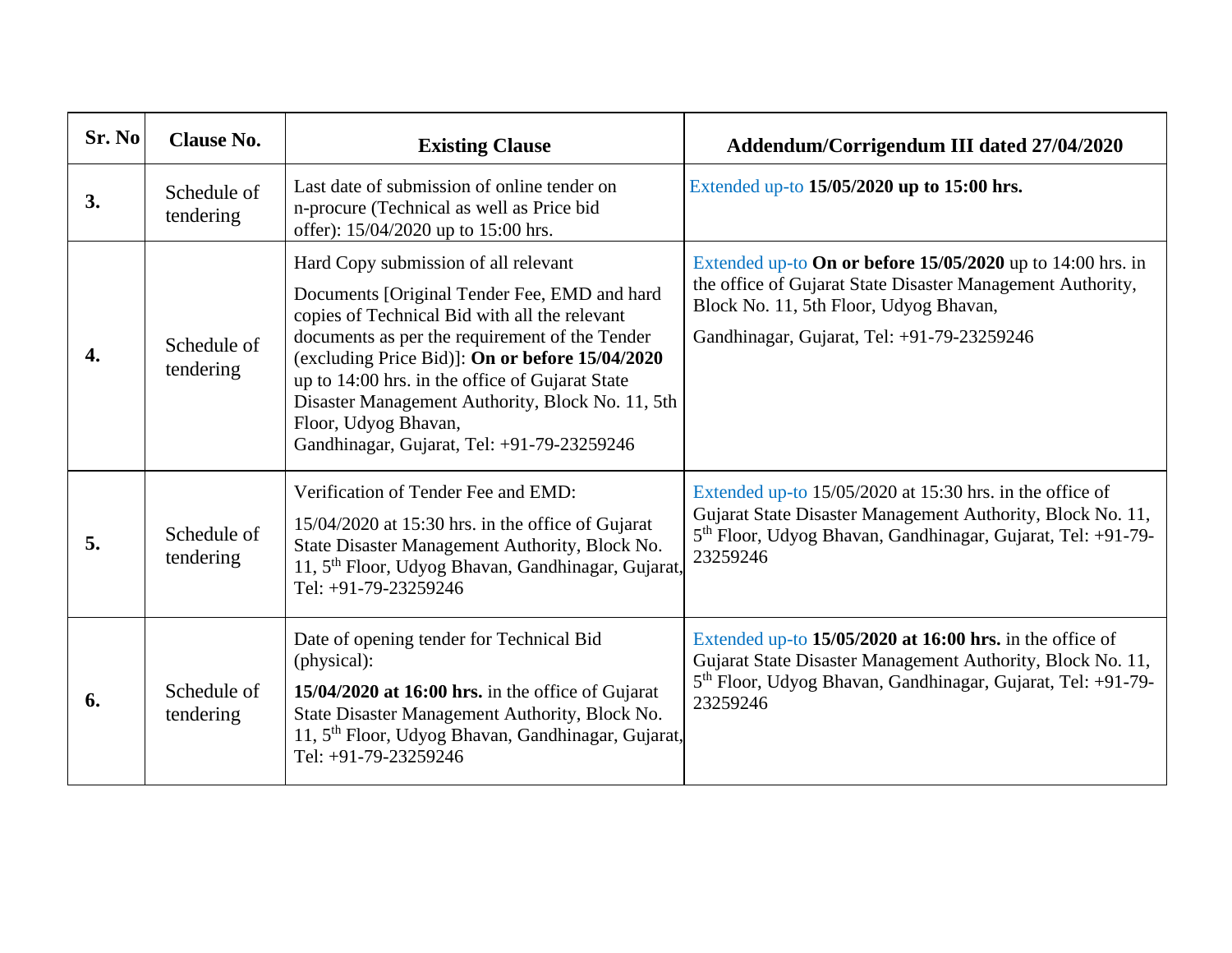| Sr. No | Clause No. | Existing Clause | Addendum/Corrigendum III dated 27/04/2020 |
|---|---|---|---|
| **3.** | Schedule of tendering | Last date of submission of online tender on n-procure (Technical as well as Price bid offer): 15/04/2020 up to 15:00 hrs. | Extended up-to **15/05/2020 up to 15:00 hrs.** |
| **4.** | Schedule of tendering | Hard Copy submission of all relevant Documents [Original Tender Fee, EMD and hard copies of Technical Bid with all the relevant documents as per the requirement of the Tender (excluding Price Bid)]: **On or before 15/04/2020** up to 14:00 hrs. in the office of Gujarat State Disaster Management Authority, Block No. 11, 5th Floor, Udyog Bhavan, Gandhinagar, Gujarat, Tel: +91-79-23259246 | Extended up-to **On or before 15/05/2020** up to 14:00 hrs. in the office of Gujarat State Disaster Management Authority, Block No. 11, 5th Floor, Udyog Bhavan, Gandhinagar, Gujarat, Tel: +91-79-23259246 |
| **5.** | Schedule of tendering | Verification of Tender Fee and EMD: 15/04/2020 at 15:30 hrs. in the office of Gujarat State Disaster Management Authority, Block No. 11, 5th Floor, Udyog Bhavan, Gandhinagar, Gujarat, Tel: +91-79-23259246 | Extended up-to 15/05/2020 at 15:30 hrs. in the office of Gujarat State Disaster Management Authority, Block No. 11, 5th Floor, Udyog Bhavan, Gandhinagar, Gujarat, Tel: +91-79-23259246 |
| **6.** | Schedule of tendering | Date of opening tender for Technical Bid (physical): **15/04/2020 at 16:00 hrs.** in the office of Gujarat State Disaster Management Authority, Block No. 11, 5th Floor, Udyog Bhavan, Gandhinagar, Gujarat, Tel: +91-79-23259246 | Extended up-to **15/05/2020 at 16:00 hrs.** in the office of Gujarat State Disaster Management Authority, Block No. 11, 5th Floor, Udyog Bhavan, Gandhinagar, Gujarat, Tel: +91-79-23259246 |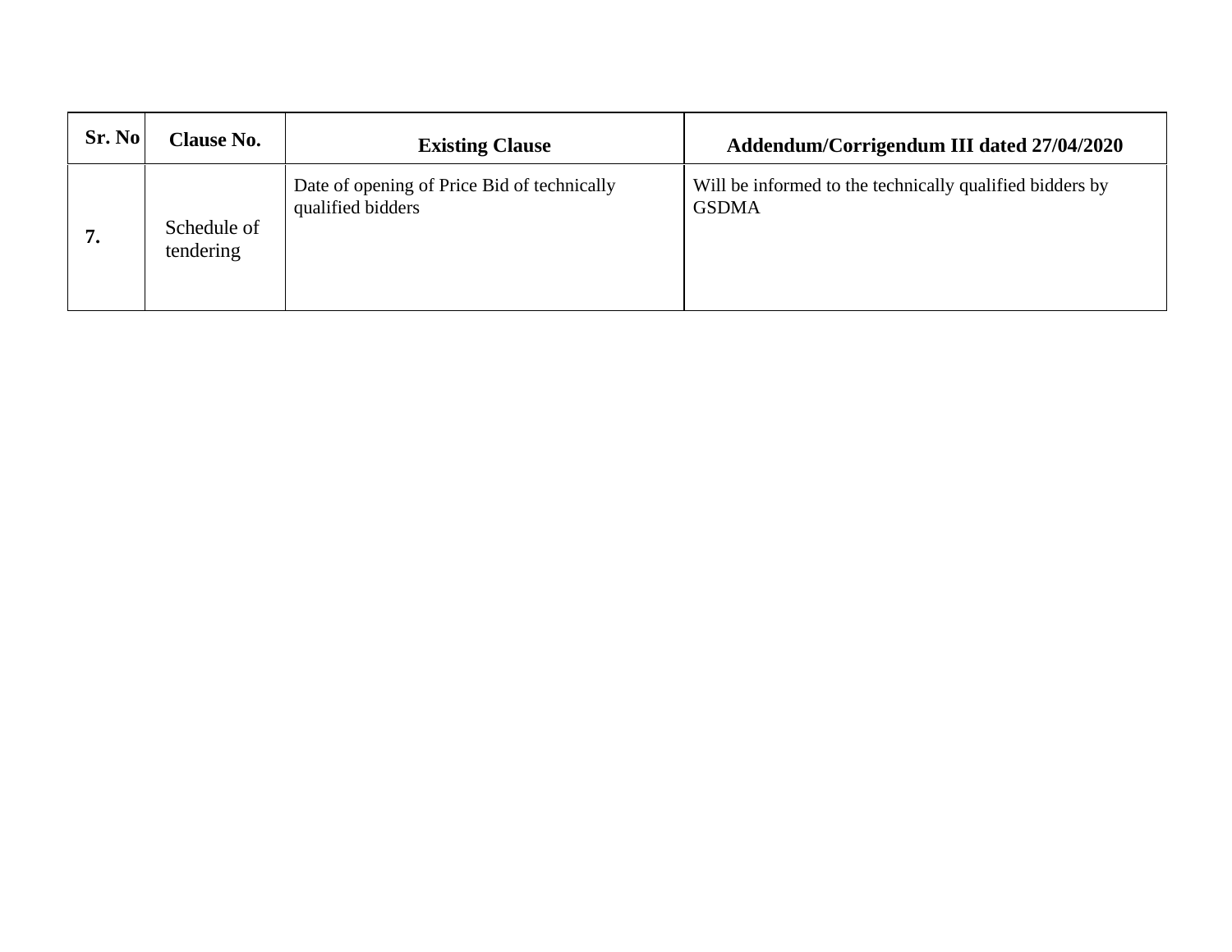| Sr. No | Clause No. | Existing Clause | Addendum/Corrigendum III dated 27/04/2020 |
|---|---|---|---|
| **7.** | Schedule of tendering | Date of opening of Price Bid of technically qualified bidders | Will be informed to the technically qualified bidders by GSDMA |